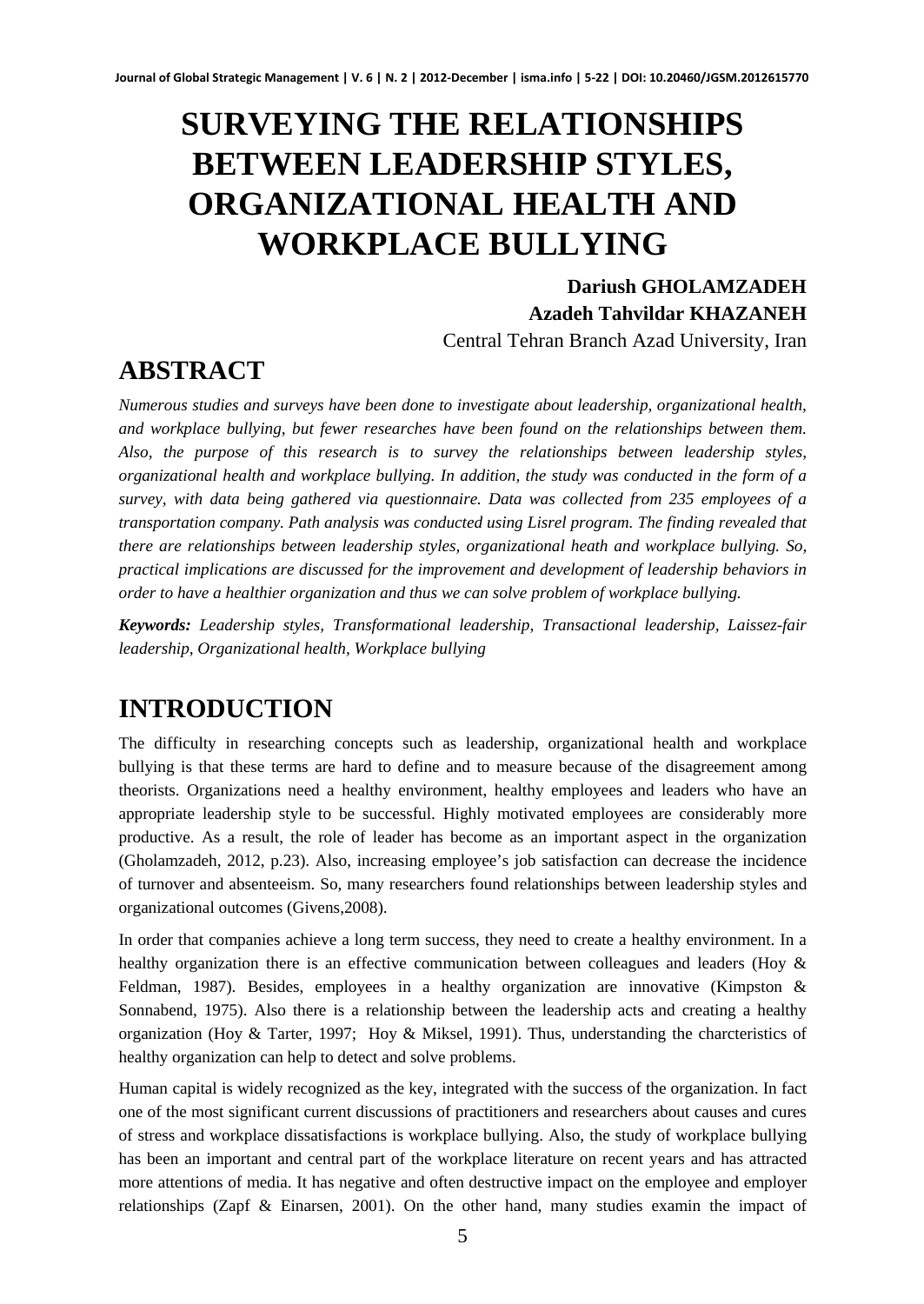# SURVEYING THE RELATIONSHIPS BETWEEN LEADERSHIP STYLES, ORGANIZATIONAL HEALTH AND WORKPLACE BULLYING

**Dariush GHOLAMZADEH**
**Azadeh Tahvildar KHAZANEH**
Central Tehran Branch Azad University, Iran

## ABSTRACT

*Numerous studies and surveys have been done to investigate about leadership, organizational health, and workplace bullying, but fewer researches have been found on the relationships between them. Also, the purpose of this research is to survey the relationships between leadership styles, organizational health and workplace bullying. In addition, the study was conducted in the form of a survey, with data being gathered via questionnaire. Data was collected from 235 employees of a transportation company. Path analysis was conducted using Lisrel program. The finding revealed that there are relationships between leadership styles, organizational heath and workplace bullying. So, practical implications are discussed for the improvement and development of leadership behaviors in order to have a healthier organization and thus we can solve problem of workplace bullying.*

***Keywords:*** *Leadership styles, Transformational leadership, Transactional leadership, Laissez-fair leadership, Organizational health, Workplace bullying*

## INTRODUCTION

The difficulty in researching concepts such as leadership, organizational health and workplace bullying is that these terms are hard to define and to measure because of the disagreement among theorists. Organizations need a healthy environment, healthy employees and leaders who have an appropriate leadership style to be successful. Highly motivated employees are considerably more productive. As a result, the role of leader has become as an important aspect in the organization (Gholamzadeh, 2012, p.23). Also, increasing employee's job satisfaction can decrease the incidence of turnover and absenteeism. So, many researchers found relationships between leadership styles and organizational outcomes (Givens,2008).

In order that companies achieve a long term success, they need to create a healthy environment. In a healthy organization there is an effective communication between colleagues and leaders (Hoy & Feldman, 1987). Besides, employees in a healthy organization are innovative (Kimpston & Sonnabend, 1975). Also there is a relationship between the leadership acts and creating a healthy organization (Hoy & Tarter, 1997; Hoy & Miksel, 1991). Thus, understanding the charcteristics of healthy organization can help to detect and solve problems.

Human capital is widely recognized as the key, integrated with the success of the organization. In fact one of the most significant current discussions of practitioners and researchers about causes and cures of stress and workplace dissatisfactions is workplace bullying. Also, the study of workplace bullying has been an important and central part of the workplace literature on recent years and has attracted more attentions of media. It has negative and often destructive impact on the employee and employer relationships (Zapf & Einarsen, 2001). On the other hand, many studies examin the impact of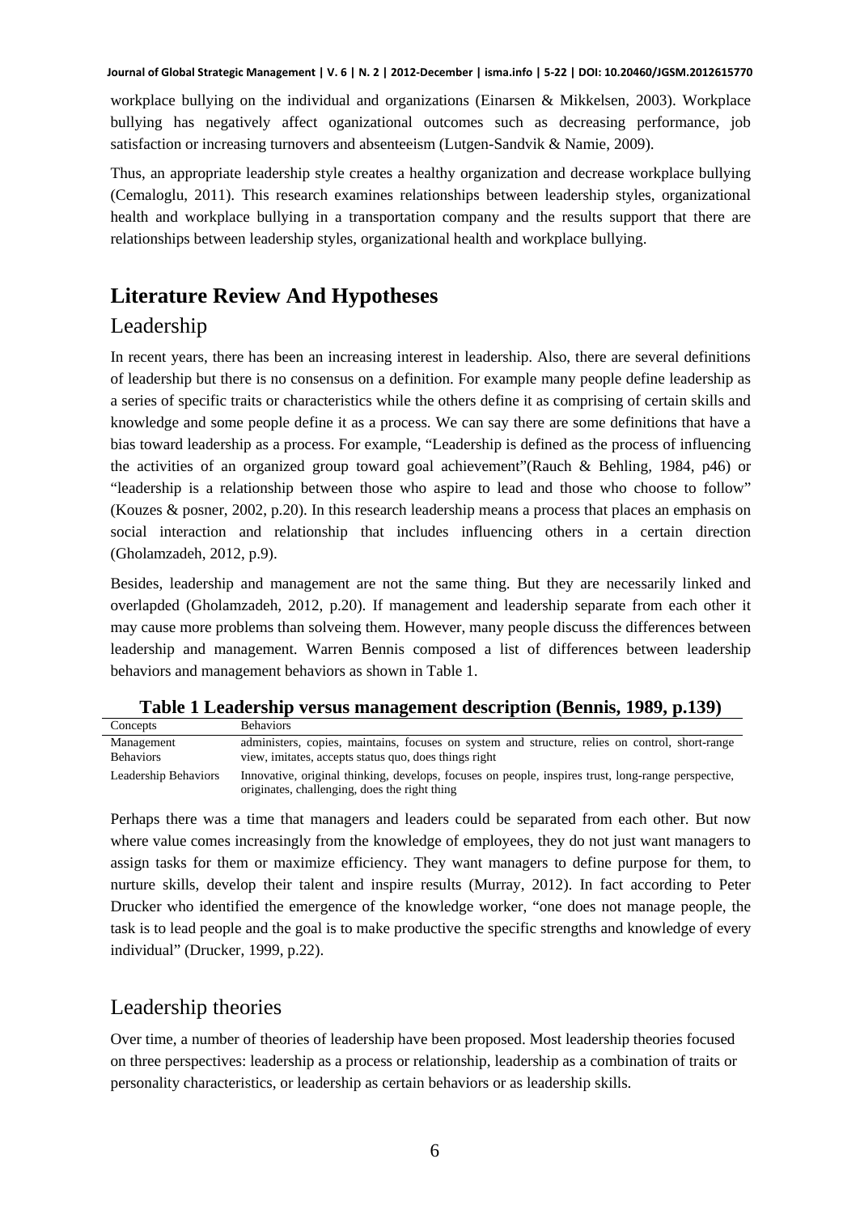workplace bullying on the individual and organizations (Einarsen & Mikkelsen, 2003). Workplace bullying has negatively affect oganizational outcomes such as decreasing performance, job satisfaction or increasing turnovers and absenteeism (Lutgen-Sandvik & Namie, 2009).

Thus, an appropriate leadership style creates a healthy organization and decrease workplace bullying (Cemaloglu, 2011). This research examines relationships between leadership styles, organizational health and workplace bullying in a transportation company and the results support that there are relationships between leadership styles, organizational health and workplace bullying.

# Literature Review And Hypotheses

## Leadership

In recent years, there has been an increasing interest in leadership. Also, there are several definitions of leadership but there is no consensus on a definition. For example many people define leadership as a series of specific traits or characteristics while the others define it as comprising of certain skills and knowledge and some people define it as a process. We can say there are some definitions that have a bias toward leadership as a process. For example, "Leadership is defined as the process of influencing the activities of an organized group toward goal achievement"(Rauch & Behling, 1984, p46) or "leadership is a relationship between those who aspire to lead and those who choose to follow" (Kouzes & posner, 2002, p.20). In this research leadership means a process that places an emphasis on social interaction and relationship that includes influencing others in a certain direction (Gholamzadeh, 2012, p.9).

Besides, leadership and management are not the same thing. But they are necessarily linked and overlapded (Gholamzadeh, 2012, p.20). If management and leadership separate from each other it may cause more problems than solveing them. However, many people discuss the differences between leadership and management. Warren Bennis composed a list of differences between leadership behaviors and management behaviors as shown in Table 1.

**Table 1 Leadership versus management description (Bennis, 1989, p.139)**

| Concepts | Behaviors |
|---|---|
| Management Behaviors | administers, copies, maintains, focuses on system and structure, relies on control, short-range view, imitates, accepts status quo, does things right |
| Leadership Behaviors | Innovative, original thinking, develops, focuses on people, inspires trust, long-range perspective, originates, challenging, does the right thing |

Perhaps there was a time that managers and leaders could be separated from each other. But now where value comes increasingly from the knowledge of employees, they do not just want managers to assign tasks for them or maximize efficiency. They want managers to define purpose for them, to nurture skills, develop their talent and inspire results (Murray, 2012). In fact according to Peter Drucker who identified the emergence of the knowledge worker, "one does not manage people, the task is to lead people and the goal is to make productive the specific strengths and knowledge of every individual" (Drucker, 1999, p.22).

## Leadership theories

Over time, a number of theories of leadership have been proposed. Most leadership theories focused on three perspectives: leadership as a process or relationship, leadership as a combination of traits or personality characteristics, or leadership as certain behaviors or as leadership skills.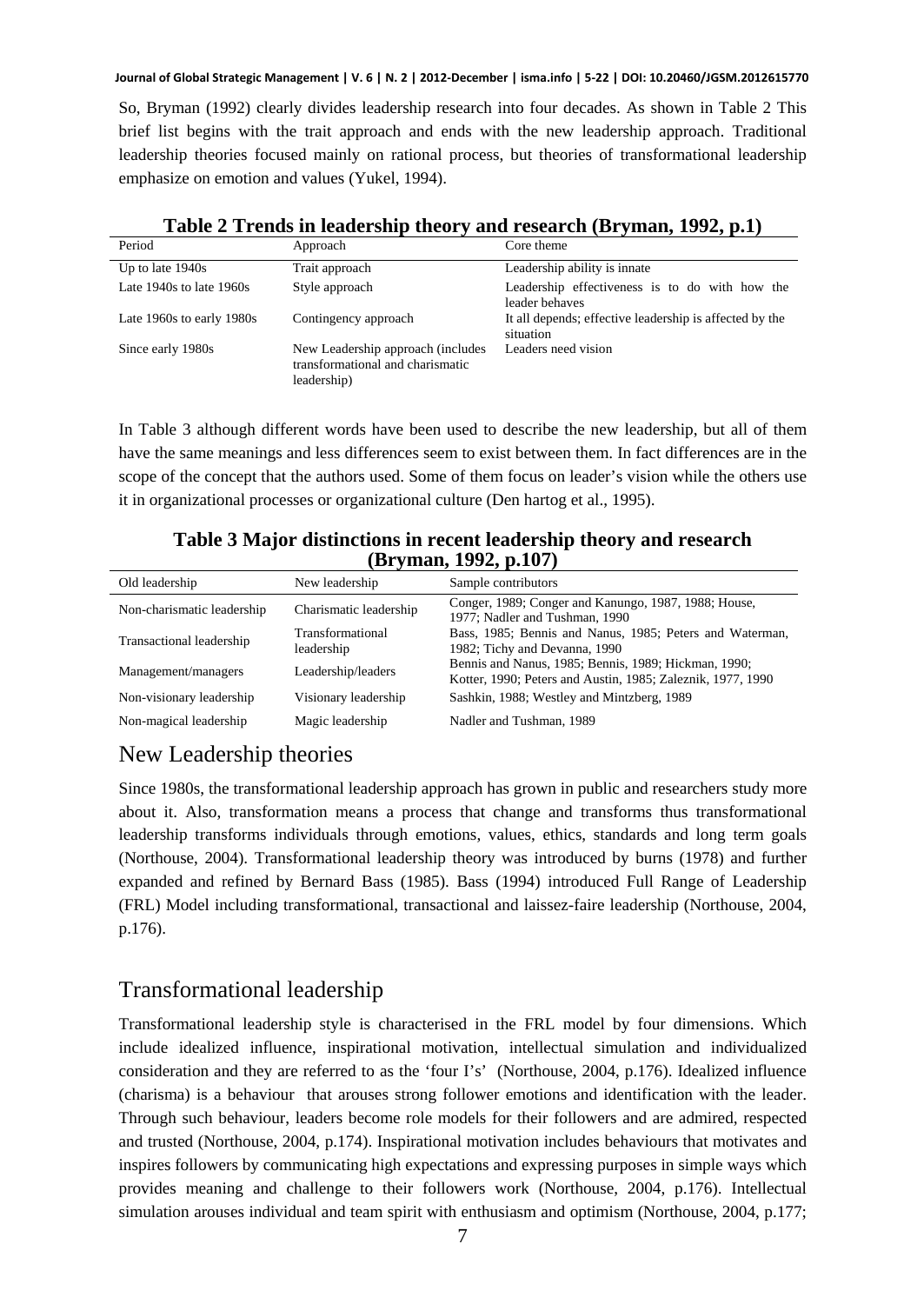So, Bryman (1992) clearly divides leadership research into four decades. As shown in Table 2 This brief list begins with the trait approach and ends with the new leadership approach. Traditional leadership theories focused mainly on rational process, but theories of transformational leadership emphasize on emotion and values (Yukel, 1994).

**Table 2 Trends in leadership theory and research (Bryman, 1992, p.1)**

| Period | Approach | Core theme |
|---|---|---|
| Up to late 1940s | Trait approach | Leadership ability is innate |
| Late 1940s to late 1960s | Style approach | Leadership effectiveness is to do with how the leader behaves |
| Late 1960s to early 1980s | Contingency approach | It all depends; effective leadership is affected by the situation |
| Since early 1980s | New Leadership approach (includes transformational and charismatic leadership) | Leaders need vision |

In Table 3 although different words have been used to describe the new leadership, but all of them have the same meanings and less differences seem to exist between them. In fact differences are in the scope of the concept that the authors used. Some of them focus on leader's vision while the others use it in organizational processes or organizational culture (Den hartog et al., 1995).

**Table 3 Major distinctions in recent leadership theory and research (Bryman, 1992, p.107)**

| Old leadership | New leadership | Sample contributors |
|---|---|---|
| Non-charismatic leadership | Charismatic leadership | Conger, 1989; Conger and Kanungo, 1987, 1988; House, 1977; Nadler and Tushman, 1990 |
| Transactional leadership | Transformational leadership | Bass, 1985; Bennis and Nanus, 1985; Peters and Waterman, 1982; Tichy and Devanna, 1990 |
| Management/managers | Leadership/leaders | Bennis and Nanus, 1985; Bennis, 1989; Hickman, 1990; Kotter, 1990; Peters and Austin, 1985; Zaleznik, 1977, 1990 |
| Non-visionary leadership | Visionary leadership | Sashkin, 1988; Westley and Mintzberg, 1989 |
| Non-magical leadership | Magic leadership | Nadler and Tushman, 1989 |

## New Leadership theories

Since 1980s, the transformational leadership approach has grown in public and researchers study more about it. Also, transformation means a process that change and transforms thus transformational leadership transforms individuals through emotions, values, ethics, standards and long term goals (Northouse, 2004). Transformational leadership theory was introduced by burns (1978) and further expanded and refined by Bernard Bass (1985). Bass (1994) introduced Full Range of Leadership (FRL) Model including transformational, transactional and laissez-faire leadership (Northouse, 2004, p.176).

## Transformational leadership

Transformational leadership style is characterised in the FRL model by four dimensions. Which include idealized influence, inspirational motivation, intellectual simulation and individualized consideration and they are referred to as the 'four I's' (Northouse, 2004, p.176). Idealized influence (charisma) is a behaviour that arouses strong follower emotions and identification with the leader. Through such behaviour, leaders become role models for their followers and are admired, respected and trusted (Northouse, 2004, p.174). Inspirational motivation includes behaviours that motivates and inspires followers by communicating high expectations and expressing purposes in simple ways which provides meaning and challenge to their followers work (Northouse, 2004, p.176). Intellectual simulation arouses individual and team spirit with enthusiasm and optimism (Northouse, 2004, p.177;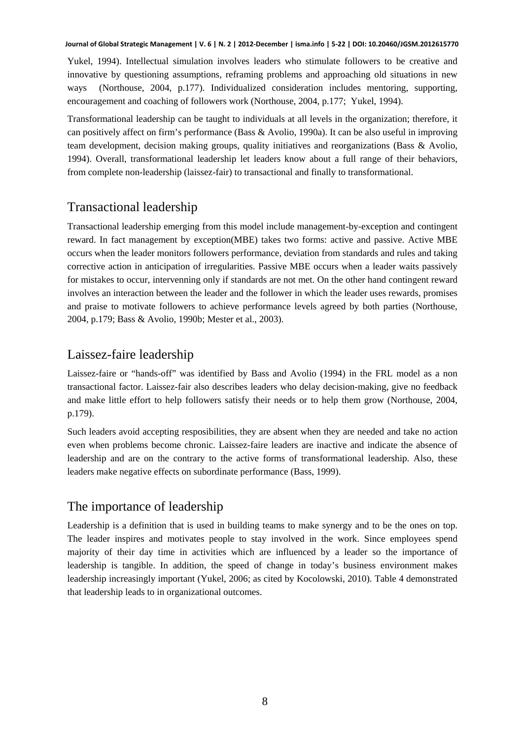Yukel, 1994). Intellectual simulation involves leaders who stimulate followers to be creative and innovative by questioning assumptions, reframing problems and approaching old situations in new ways (Northouse, 2004, p.177). Individualized consideration includes mentoring, supporting, encouragement and coaching of followers work (Northouse, 2004, p.177; Yukel, 1994).

Transformational leadership can be taught to individuals at all levels in the organization; therefore, it can positively affect on firm's performance (Bass & Avolio, 1990a). It can be also useful in improving team development, decision making groups, quality initiatives and reorganizations (Bass & Avolio, 1994). Overall, transformational leadership let leaders know about a full range of their behaviors, from complete non-leadership (laissez-fair) to transactional and finally to transformational.

## Transactional leadership

Transactional leadership emerging from this model include management-by-exception and contingent reward. In fact management by exception(MBE) takes two forms: active and passive. Active MBE occurs when the leader monitors followers performance, deviation from standards and rules and taking corrective action in anticipation of irregularities. Passive MBE occurs when a leader waits passively for mistakes to occur, intervenning only if standards are not met. On the other hand contingent reward involves an interaction between the leader and the follower in which the leader uses rewards, promises and praise to motivate followers to achieve performance levels agreed by both parties (Northouse, 2004, p.179; Bass & Avolio, 1990b; Mester et al., 2003).

## Laissez-faire leadership

Laissez-faire or "hands-off" was identified by Bass and Avolio (1994) in the FRL model as a non transactional factor. Laissez-fair also describes leaders who delay decision-making, give no feedback and make little effort to help followers satisfy their needs or to help them grow (Northouse, 2004, p.179).

Such leaders avoid accepting resposibilities, they are absent when they are needed and take no action even when problems become chronic. Laissez-faire leaders are inactive and indicate the absence of leadership and are on the contrary to the active forms of transformational leadership. Also, these leaders make negative effects on subordinate performance (Bass, 1999).

## The importance of leadership

Leadership is a definition that is used in building teams to make synergy and to be the ones on top. The leader inspires and motivates people to stay involved in the work. Since employees spend majority of their day time in activities which are influenced by a leader so the importance of leadership is tangible. In addition, the speed of change in today's business environment makes leadership increasingly important (Yukel, 2006; as cited by Kocolowski, 2010). Table 4 demonstrated that leadership leads to in organizational outcomes.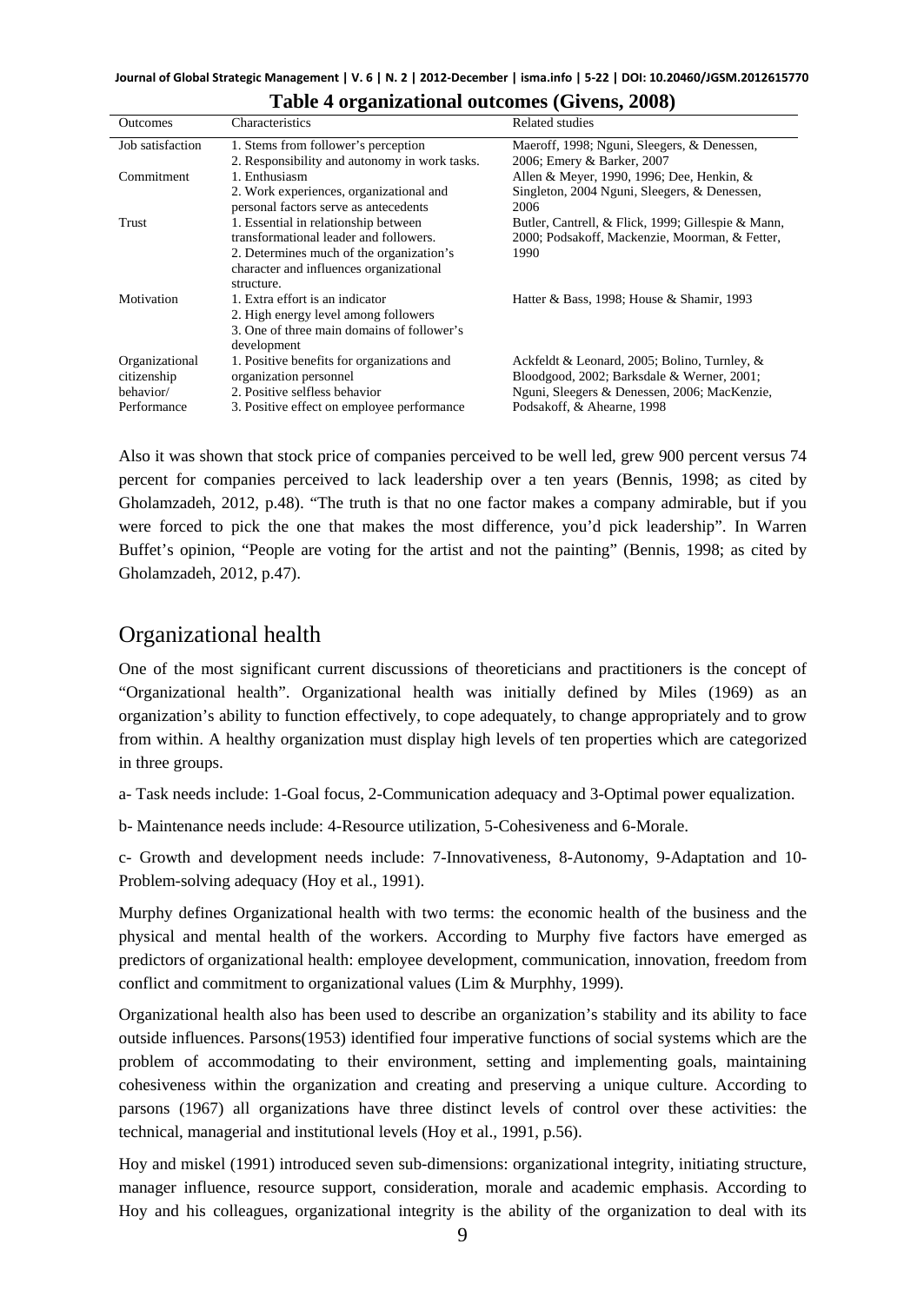**Table 4 organizational outcomes (Givens, 2008)**

| Outcomes | Characteristics | Related studies |
|---|---|---|
| Job satisfaction | 1. Stems from follower's perception<br>2. Responsibility and autonomy in work tasks. | Maeroff, 1998; Nguni, Sleegers, & Denessen, 2006; Emery & Barker, 2007 |
| Commitment | 1. Enthusiasm<br>2. Work experiences, organizational and personal factors serve as antecedents | Allen & Meyer, 1990, 1996; Dee, Henkin, & Singleton, 2004 Nguni, Sleegers, & Denessen, 2006 |
| Trust | 1. Essential in relationship between transformational leader and followers.<br>2. Determines much of the organization's character and influences organizational structure. | Butler, Cantrell, & Flick, 1999; Gillespie & Mann, 2000; Podsakoff, Mackenzie, Moorman, & Fetter, 1990 |
| Motivation | 1. Extra effort is an indicator<br>2. High energy level among followers<br>3. One of three main domains of follower's development | Hatter & Bass, 1998; House & Shamir, 1993 |
| Organizational citizenship behavior/ Performance | 1. Positive benefits for organizations and organization personnel<br>2. Positive selfless behavior<br>3. Positive effect on employee performance | Ackfeldt & Leonard, 2005; Bolino, Turnley, & Bloodgood, 2002; Barksdale & Werner, 2001; Nguni, Sleegers & Denessen, 2006; MacKenzie, Podsakoff, & Ahearne, 1998 |

Also it was shown that stock price of companies perceived to be well led, grew 900 percent versus 74 percent for companies perceived to lack leadership over a ten years (Bennis, 1998; as cited by Gholamzadeh, 2012, p.48). "The truth is that no one factor makes a company admirable, but if you were forced to pick the one that makes the most difference, you'd pick leadership". In Warren Buffet's opinion, "People are voting for the artist and not the painting" (Bennis, 1998; as cited by Gholamzadeh, 2012, p.47).

## Organizational health

One of the most significant current discussions of theoreticians and practitioners is the concept of "Organizational health". Organizational health was initially defined by Miles (1969) as an organization's ability to function effectively, to cope adequately, to change appropriately and to grow from within. A healthy organization must display high levels of ten properties which are categorized in three groups.

a- Task needs include: 1-Goal focus, 2-Communication adequacy and 3-Optimal power equalization.

b- Maintenance needs include: 4-Resource utilization, 5-Cohesiveness and 6-Morale.

c- Growth and development needs include: 7-Innovativeness, 8-Autonomy, 9-Adaptation and 10-Problem-solving adequacy (Hoy et al., 1991).

Murphy defines Organizational health with two terms: the economic health of the business and the physical and mental health of the workers. According to Murphy five factors have emerged as predictors of organizational health: employee development, communication, innovation, freedom from conflict and commitment to organizational values (Lim & Murphhy, 1999).

Organizational health also has been used to describe an organization's stability and its ability to face outside influences. Parsons(1953) identified four imperative functions of social systems which are the problem of accommodating to their environment, setting and implementing goals, maintaining cohesiveness within the organization and creating and preserving a unique culture. According to parsons (1967) all organizations have three distinct levels of control over these activities: the technical, managerial and institutional levels (Hoy et al., 1991, p.56).

Hoy and miskel (1991) introduced seven sub-dimensions: organizational integrity, initiating structure, manager influence, resource support, consideration, morale and academic emphasis. According to Hoy and his colleagues, organizational integrity is the ability of the organization to deal with its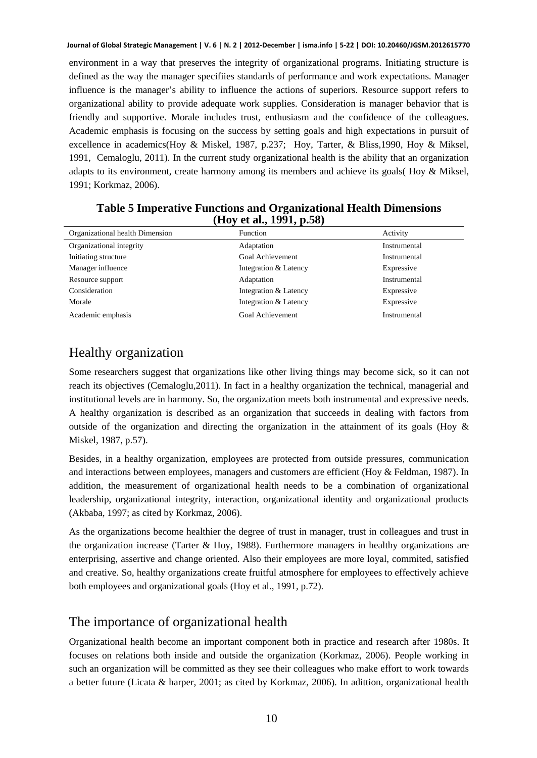environment in a way that preserves the integrity of organizational programs. Initiating structure is defined as the way the manager specifiies standards of performance and work expectations. Manager influence is the manager's ability to influence the actions of superiors. Resource support refers to organizational ability to provide adequate work supplies. Consideration is manager behavior that is friendly and supportive. Morale includes trust, enthusiasm and the confidence of the colleagues. Academic emphasis is focusing on the success by setting goals and high expectations in pursuit of excellence in academics(Hoy & Miskel, 1987, p.237; Hoy, Tarter, & Bliss,1990, Hoy & Miksel, 1991, Cemaloglu, 2011). In the current study organizational health is the ability that an organization adapts to its environment, create harmony among its members and achieve its goals( Hoy & Miksel, 1991; Korkmaz, 2006).

**Table 5 Imperative Functions and Organizational Health Dimensions (Hoy et al., 1991, p.58)**

| Organizational health Dimension | Function | Activity |
|---|---|---|
| Organizational integrity | Adaptation | Instrumental |
| Initiating structure | Goal Achievement | Instrumental |
| Manager influence | Integration & Latency | Expressive |
| Resource support | Adaptation | Instrumental |
| Consideration | Integration & Latency | Expressive |
| Morale | Integration & Latency | Expressive |
| Academic emphasis | Goal Achievement | Instrumental |

## Healthy organization

Some researchers suggest that organizations like other living things may become sick, so it can not reach its objectives (Cemaloglu,2011). In fact in a healthy organization the technical, managerial and institutional levels are in harmony. So, the organization meets both instrumental and expressive needs. A healthy organization is described as an organization that succeeds in dealing with factors from outside of the organization and directing the organization in the attainment of its goals (Hoy & Miskel, 1987, p.57).

Besides, in a healthy organization, employees are protected from outside pressures, communication and interactions between employees, managers and customers are efficient (Hoy & Feldman, 1987). In addition, the measurement of organizational health needs to be a combination of organizational leadership, organizational integrity, interaction, organizational identity and organizational products (Akbaba, 1997; as cited by Korkmaz, 2006).

As the organizations become healthier the degree of trust in manager, trust in colleagues and trust in the organization increase (Tarter & Hoy, 1988). Furthermore managers in healthy organizations are enterprising, assertive and change oriented. Also their employees are more loyal, commited, satisfied and creative. So, healthy organizations create fruitful atmosphere for employees to effectively achieve both employees and organizational goals (Hoy et al., 1991, p.72).

## The importance of organizational health

Organizational health become an important component both in practice and research after 1980s. It focuses on relations both inside and outside the organization (Korkmaz, 2006). People working in such an organization will be committed as they see their colleagues who make effort to work towards a better future (Licata & harper, 2001; as cited by Korkmaz, 2006). In adittion, organizational health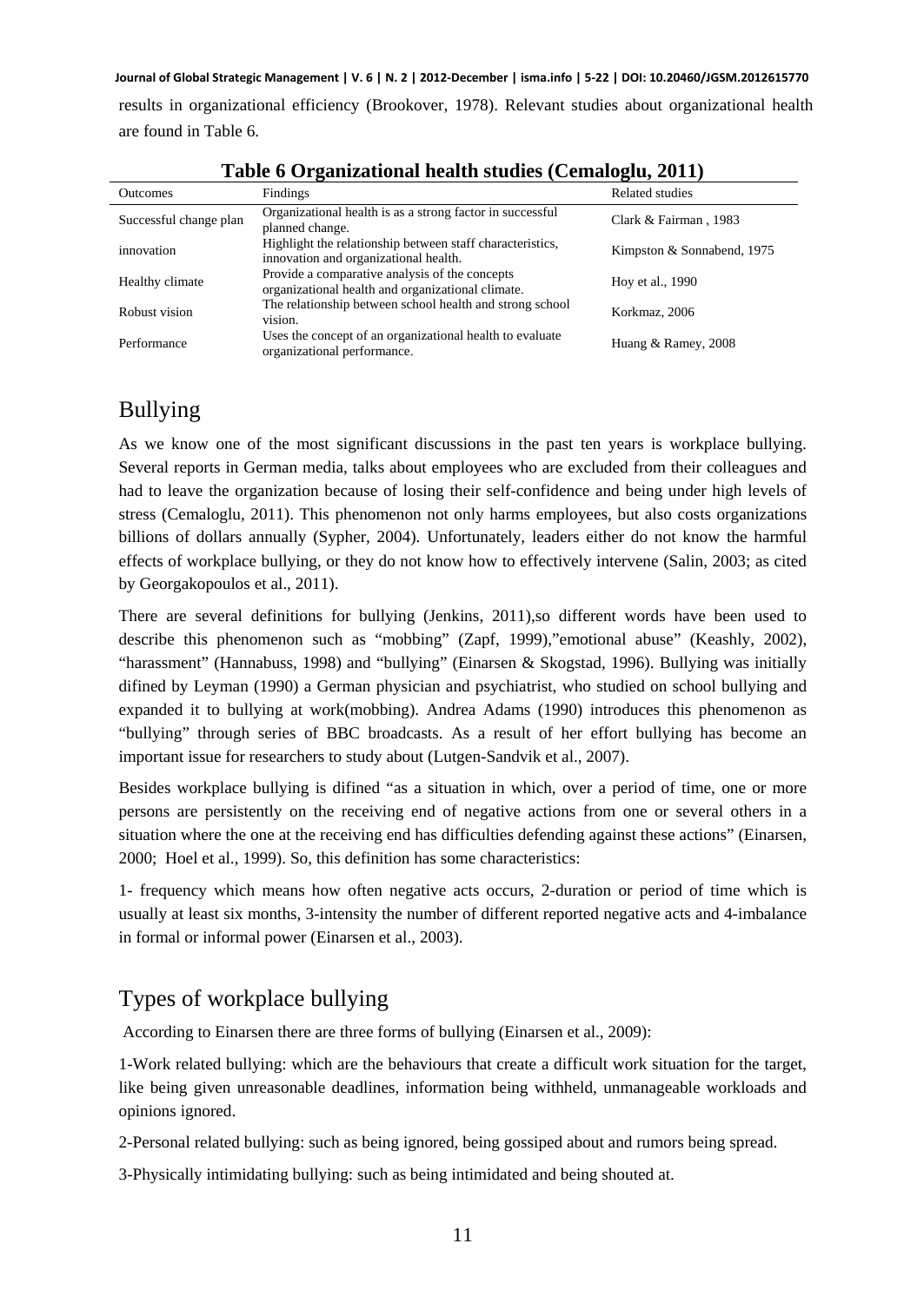results in organizational efficiency (Brookover, 1978). Relevant studies about organizational health are found in Table 6.

**Table 6 Organizational health studies (Cemaloglu, 2011)**

| Outcomes | Findings | Related studies |
|---|---|---|
| Successful change plan | Organizational health is as a strong factor in successful planned change. | Clark & Fairman , 1983 |
| innovation | Highlight the relationship between staff characteristics, innovation and organizational health. | Kimpston & Sonnabend, 1975 |
| Healthy climate | Provide a comparative analysis of the concepts organizational health and organizational climate. | Hoy et al., 1990 |
| Robust vision | The relationship between school health and strong school vision. | Korkmaz, 2006 |
| Performance | Uses the concept of an organizational health to evaluate organizational performance. | Huang & Ramey, 2008 |

## Bullying

As we know one of the most significant discussions in the past ten years is workplace bullying. Several reports in German media, talks about employees who are excluded from their colleagues and had to leave the organization because of losing their self-confidence and being under high levels of stress (Cemaloglu, 2011). This phenomenon not only harms employees, but also costs organizations billions of dollars annually (Sypher, 2004). Unfortunately, leaders either do not know the harmful effects of workplace bullying, or they do not know how to effectively intervene (Salin, 2003; as cited by Georgakopoulos et al., 2011).

There are several definitions for bullying (Jenkins, 2011),so different words have been used to describe this phenomenon such as "mobbing" (Zapf, 1999),"emotional abuse" (Keashly, 2002), "harassment" (Hannabuss, 1998) and "bullying" (Einarsen & Skogstad, 1996). Bullying was initially difined by Leyman (1990) a German physician and psychiatrist, who studied on school bullying and expanded it to bullying at work(mobbing). Andrea Adams (1990) introduces this phenomenon as "bullying" through series of BBC broadcasts. As a result of her effort bullying has become an important issue for researchers to study about (Lutgen-Sandvik et al., 2007).

Besides workplace bullying is difined "as a situation in which, over a period of time, one or more persons are persistently on the receiving end of negative actions from one or several others in a situation where the one at the receiving end has difficulties defending against these actions" (Einarsen, 2000; Hoel et al., 1999). So, this definition has some characteristics:

1- frequency which means how often negative acts occurs, 2-duration or period of time which is usually at least six months, 3-intensity the number of different reported negative acts and 4-imbalance in formal or informal power (Einarsen et al., 2003).

## Types of workplace bullying

According to Einarsen there are three forms of bullying (Einarsen et al., 2009):

1-Work related bullying: which are the behaviours that create a difficult work situation for the target, like being given unreasonable deadlines, information being withheld, unmanageable workloads and opinions ignored.

2-Personal related bullying: such as being ignored, being gossiped about and rumors being spread.

3-Physically intimidating bullying: such as being intimidated and being shouted at.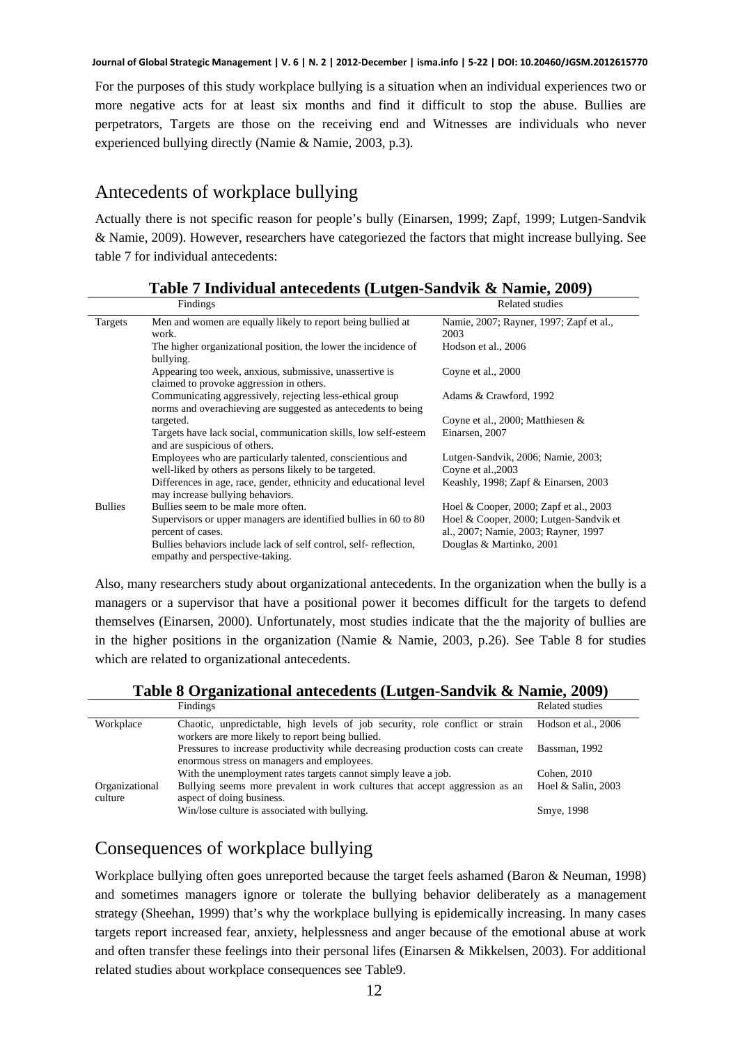For the purposes of this study workplace bullying is a situation when an individual experiences two or more negative acts for at least six months and find it difficult to stop the abuse. Bullies are perpetrators, Targets are those on the receiving end and Witnesses are individuals who never experienced bullying directly (Namie & Namie, 2003, p.3).

## Antecedents of workplace bullying

Actually there is not specific reason for people's bully (Einarsen, 1999; Zapf, 1999; Lutgen-Sandvik & Namie, 2009). However, researchers have categoriezed the factors that might increase bullying. See table 7 for individual antecedents:

**Table 7 Individual antecedents (Lutgen-Sandvik & Namie, 2009)**

| | Findings | Related studies |
|---|---|---|
| Targets | Men and women are equally likely to report being bullied at work. | Namie, 2007; Rayner, 1997; Zapf et al., 2003 |
| | The higher organizational position, the lower the incidence of bullying. | Hodson et al., 2006 |
| | Appearing too week, anxious, submissive, unassertive is claimed to provoke aggression in others. | Coyne et al., 2000 |
| | Communicating aggressively, rejecting less-ethical group norms and overachieving are suggested as antecedents to being targeted. | Adams & Crawford, 1992 |
| | Targets have lack social, communication skills, low self-esteem and are suspicious of others. | Coyne et al., 2000; Matthiesen & Einarsen, 2007 |
| | Employees who are particularly talented, conscientious and well-liked by others as persons likely to be targeted. | Lutgen-Sandvik, 2006; Namie, 2003; Coyne et al.,2003 |
| | Differences in age, race, gender, ethnicity and educational level may increase bullying behaviors. | Keashly, 1998; Zapf & Einarsen, 2003 |
| Bullies | Bullies seem to be male more often. | Hoel & Cooper, 2000; Zapf et al., 2003 |
| | Supervisors or upper managers are identified bullies in 60 to 80 percent of cases. | Hoel & Cooper, 2000; Lutgen-Sandvik et al., 2007; Namie, 2003; Rayner, 1997 |
| | Bullies behaviors include lack of self control, self- reflection, empathy and perspective-taking. | Douglas & Martinko, 2001 |

Also, many researchers study about organizational antecedents. In the organization when the bully is a managers or a supervisor that have a positional power it becomes difficult for the targets to defend themselves (Einarsen, 2000). Unfortunately, most studies indicate that the the majority of bullies are in the higher positions in the organization (Namie & Namie, 2003, p.26). See Table 8 for studies which are related to organizational antecedents.

**Table 8 Organizational antecedents (Lutgen-Sandvik & Namie, 2009)**

| | Findings | Related studies |
|---|---|---|
| Workplace | Chaotic, unpredictable, high levels of job security, role conflict or strain workers are more likely to report being bullied. | Hodson et al., 2006 |
| | Pressures to increase productivity while decreasing production costs can create enormous stress on managers and employees. | Bassman, 1992 |
| | With the unemployment rates targets cannot simply leave a job. | Cohen, 2010 |
| Organizational culture | Bullying seems more prevalent in work cultures that accept aggression as an aspect of doing business. | Hoel & Salin, 2003 |
| | Win/lose culture is associated with bullying. | Smye, 1998 |

## Consequences of workplace bullying

Workplace bullying often goes unreported because the target feels ashamed (Baron & Neuman, 1998) and sometimes managers ignore or tolerate the bullying behavior deliberately as a management strategy (Sheehan, 1999) that's why the workplace bullying is epidemically increasing. In many cases targets report increased fear, anxiety, helplessness and anger because of the emotional abuse at work and often transfer these feelings into their personal lifes (Einarsen & Mikkelsen, 2003). For additional related studies about workplace consequences see Table9.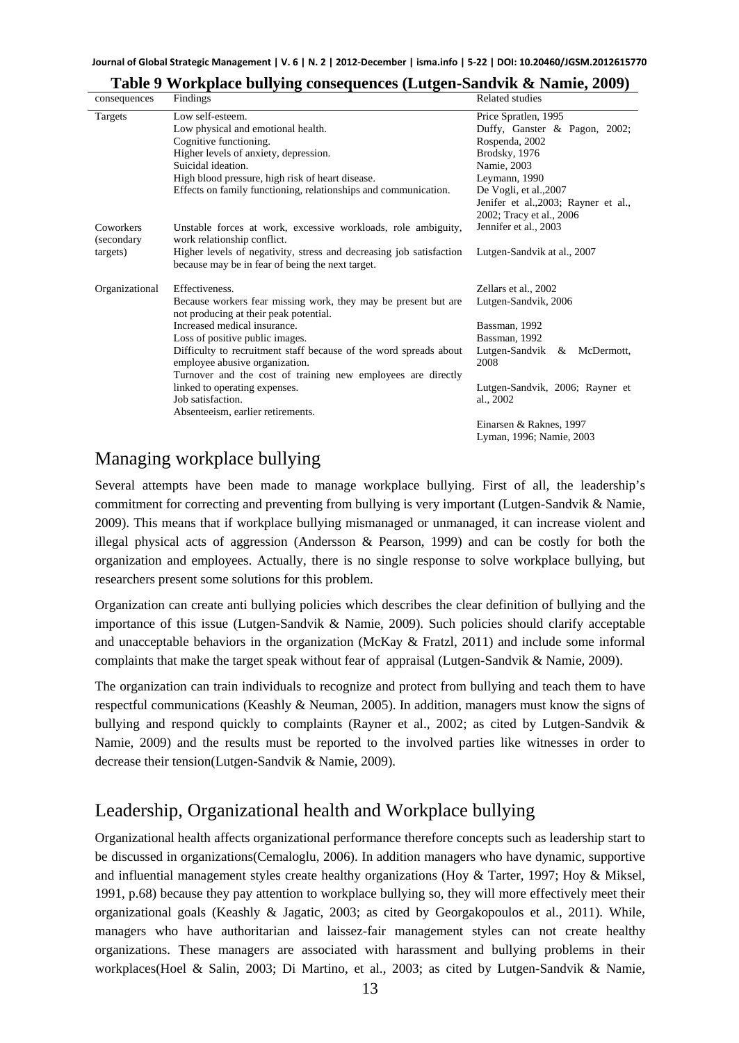**Table 9 Workplace bullying consequences (Lutgen-Sandvik & Namie, 2009)**

| consequences | Findings | Related studies |
|---|---|---|
| Targets | Low self-esteem. | Price Spratlen, 1995 |
| | Low physical and emotional health. | Duffy, Ganster & Pagon, 2002; |
| | Cognitive functioning. | Rospenda, 2002 |
| | Higher levels of anxiety, depression. | Brodsky, 1976 |
| | Suicidal ideation. | Namie, 2003 |
| | High blood pressure, high risk of heart disease. | Leymann, 1990 |
| | Effects on family functioning, relationships and communication. | De Vogli, et al.,2007 Jenifer et al.,2003; Rayner et al., 2002; Tracy et al., 2006 |
| Coworkers (secondary targets) | Unstable forces at work, excessive workloads, role ambiguity, work relationship conflict. | Jennifer et al., 2003 |
| | Higher levels of negativity, stress and decreasing job satisfaction because may be in fear of being the next target. | Lutgen-Sandvik at al., 2007 |
| Organizational | Effectiveness. | Zellars et al., 2002 |
| | Because workers fear missing work, they may be present but are not producing at their peak potential. | Lutgen-Sandvik, 2006 |
| | Increased medical insurance. | Bassman, 1992 |
| | Loss of positive public images. | Bassman, 1992 |
| | Difficulty to recruitment staff because of the word spreads about employee abusive organization. | Lutgen-Sandvik & McDermott, 2008 |
| | Turnover and the cost of training new employees are directly linked to operating expenses. | Lutgen-Sandvik, 2006; Rayner et al., 2002 |
| | Job satisfaction. | Einarsen & Raknes, 1997 |
| | Absenteeism, earlier retirements. | Lyman, 1996; Namie, 2003 |

## Managing workplace bullying

Several attempts have been made to manage workplace bullying. First of all, the leadership's commitment for correcting and preventing from bullying is very important (Lutgen-Sandvik & Namie, 2009). This means that if workplace bullying mismanaged or unmanaged, it can increase violent and illegal physical acts of aggression (Andersson & Pearson, 1999) and can be costly for both the organization and employees. Actually, there is no single response to solve workplace bullying, but researchers present some solutions for this problem.

Organization can create anti bullying policies which describes the clear definition of bullying and the importance of this issue (Lutgen-Sandvik & Namie, 2009). Such policies should clarify acceptable and unacceptable behaviors in the organization (McKay & Fratzl, 2011) and include some informal complaints that make the target speak without fear of appraisal (Lutgen-Sandvik & Namie, 2009).

The organization can train individuals to recognize and protect from bullying and teach them to have respectful communications (Keashly & Neuman, 2005). In addition, managers must know the signs of bullying and respond quickly to complaints (Rayner et al., 2002; as cited by Lutgen-Sandvik & Namie, 2009) and the results must be reported to the involved parties like witnesses in order to decrease their tension(Lutgen-Sandvik & Namie, 2009).

## Leadership, Organizational health and Workplace bullying

Organizational health affects organizational performance therefore concepts such as leadership start to be discussed in organizations(Cemaloglu, 2006). In addition managers who have dynamic, supportive and influential management styles create healthy organizations (Hoy & Tarter, 1997; Hoy & Miksel, 1991, p.68) because they pay attention to workplace bullying so, they will more effectively meet their organizational goals (Keashly & Jagatic, 2003; as cited by Georgakopoulos et al., 2011). While, managers who have authoritarian and laissez-fair management styles can not create healthy organizations. These managers are associated with harassment and bullying problems in their workplaces(Hoel & Salin, 2003; Di Martino, et al., 2003; as cited by Lutgen-Sandvik & Namie,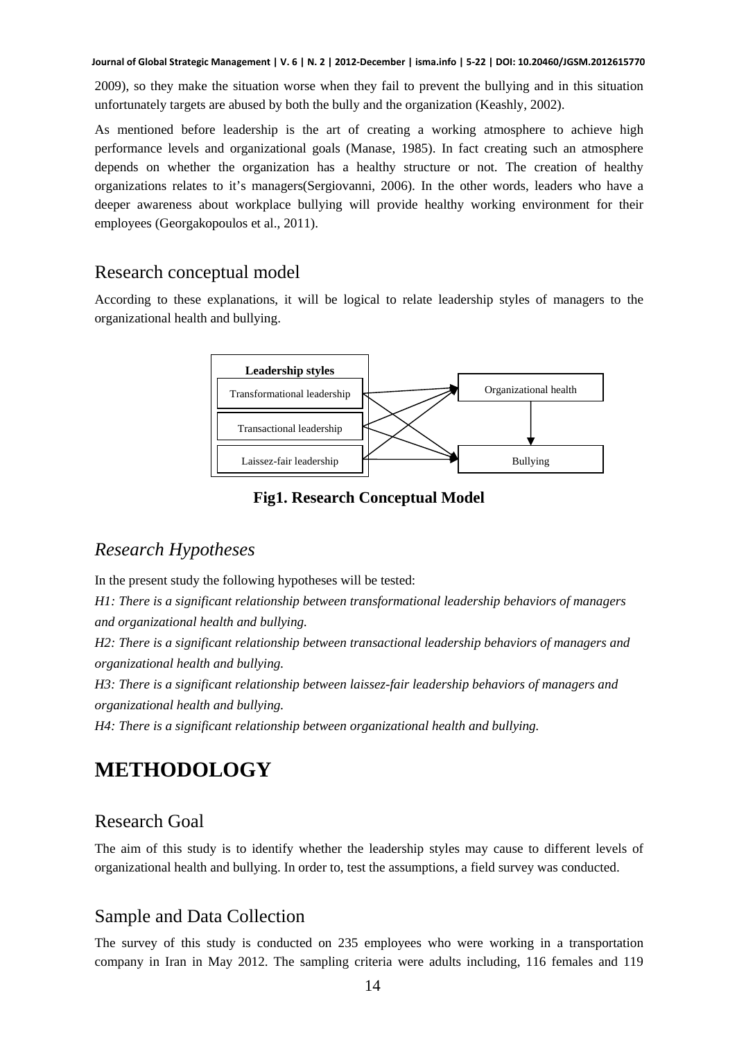2009), so they make the situation worse when they fail to prevent the bullying and in this situation unfortunately targets are abused by both the bully and the organization (Keashly, 2002).

As mentioned before leadership is the art of creating a working atmosphere to achieve high performance levels and organizational goals (Manase, 1985). In fact creating such an atmosphere depends on whether the organization has a healthy structure or not. The creation of healthy organizations relates to it's managers(Sergiovanni, 2006). In the other words, leaders who have a deeper awareness about workplace bullying will provide healthy working environment for their employees (Georgakopoulos et al., 2011).

## Research conceptual model

According to these explanations, it will be logical to relate leadership styles of managers to the organizational health and bullying.

**Leadership styles**

Transformational leadership

Transactional leadership

Laissez-fair leadership

Organizational health

Bullying

**Fig1. Research Conceptual Model**

### *Research Hypotheses*

In the present study the following hypotheses will be tested:

*H1: There is a significant relationship between transformational leadership behaviors of managers and organizational health and bullying.*

*H2: There is a significant relationship between transactional leadership behaviors of managers and organizational health and bullying.*

*H3: There is a significant relationship between laissez-fair leadership behaviors of managers and organizational health and bullying.*

*H4: There is a significant relationship between organizational health and bullying.*

# METHODOLOGY

## Research Goal

The aim of this study is to identify whether the leadership styles may cause to different levels of organizational health and bullying. In order to, test the assumptions, a field survey was conducted.

## Sample and Data Collection

The survey of this study is conducted on 235 employees who were working in a transportation company in Iran in May 2012. The sampling criteria were adults including, 116 females and 119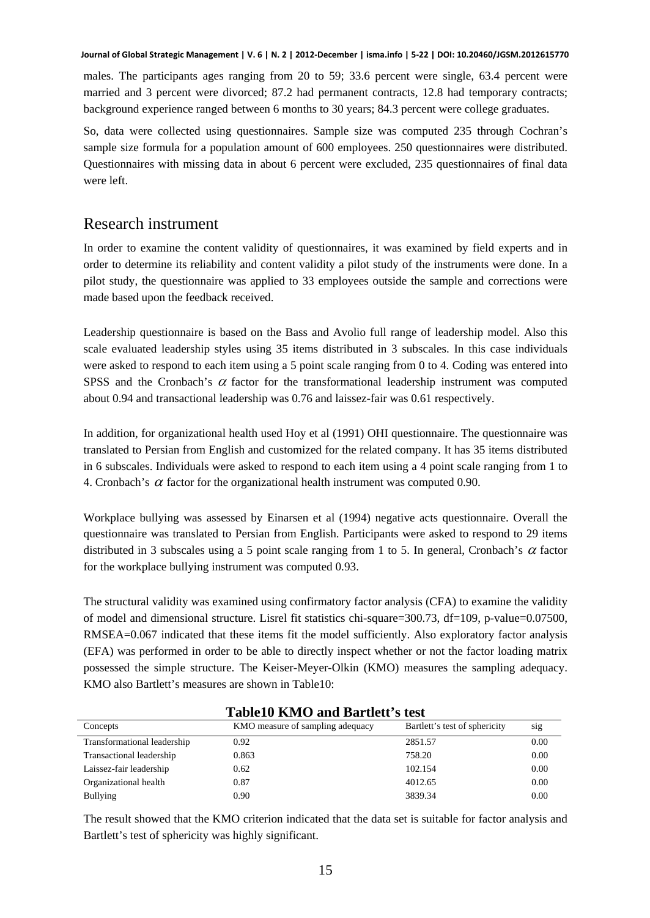males. The participants ages ranging from 20 to 59; 33.6 percent were single, 63.4 percent were married and 3 percent were divorced; 87.2 had permanent contracts, 12.8 had temporary contracts; background experience ranged between 6 months to 30 years; 84.3 percent were college graduates.

So, data were collected using questionnaires. Sample size was computed 235 through Cochran's sample size formula for a population amount of 600 employees. 250 questionnaires were distributed. Questionnaires with missing data in about 6 percent were excluded, 235 questionnaires of final data were left.

## Research instrument

In order to examine the content validity of questionnaires, it was examined by field experts and in order to determine its reliability and content validity a pilot study of the instruments were done. In a pilot study, the questionnaire was applied to 33 employees outside the sample and corrections were made based upon the feedback received.

Leadership questionnaire is based on the Bass and Avolio full range of leadership model. Also this scale evaluated leadership styles using 35 items distributed in 3 subscales. In this case individuals were asked to respond to each item using a 5 point scale ranging from 0 to 4. Coding was entered into SPSS and the Cronbach's $\alpha$ factor for the transformational leadership instrument was computed about 0.94 and transactional leadership was 0.76 and laissez-fair was 0.61 respectively.

In addition, for organizational health used Hoy et al (1991) OHI questionnaire. The questionnaire was translated to Persian from English and customized for the related company. It has 35 items distributed in 6 subscales. Individuals were asked to respond to each item using a 4 point scale ranging from 1 to 4. Cronbach's $\alpha$ factor for the organizational health instrument was computed 0.90.

Workplace bullying was assessed by Einarsen et al (1994) negative acts questionnaire. Overall the questionnaire was translated to Persian from English. Participants were asked to respond to 29 items distributed in 3 subscales using a 5 point scale ranging from 1 to 5. In general, Cronbach's $\alpha$ factor for the workplace bullying instrument was computed 0.93.

The structural validity was examined using confirmatory factor analysis (CFA) to examine the validity of model and dimensional structure. Lisrel fit statistics chi-square=300.73, df=109, p-value=0.07500, RMSEA=0.067 indicated that these items fit the model sufficiently. Also exploratory factor analysis (EFA) was performed in order to be able to directly inspect whether or not the factor loading matrix possessed the simple structure. The Keiser-Meyer-Olkin (KMO) measures the sampling adequacy. KMO also Bartlett's measures are shown in Table10:

**Table10 KMO and Bartlett's test**

| Concepts | KMO measure of sampling adequacy | Bartlett's test of sphericity | sig |
|---|---|---|---|
| Transformational leadership | 0.92 | 2851.57 | 0.00 |
| Transactional leadership | 0.863 | 758.20 | 0.00 |
| Laissez-fair leadership | 0.62 | 102.154 | 0.00 |
| Organizational health | 0.87 | 4012.65 | 0.00 |
| Bullying | 0.90 | 3839.34 | 0.00 |

The result showed that the KMO criterion indicated that the data set is suitable for factor analysis and Bartlett's test of sphericity was highly significant.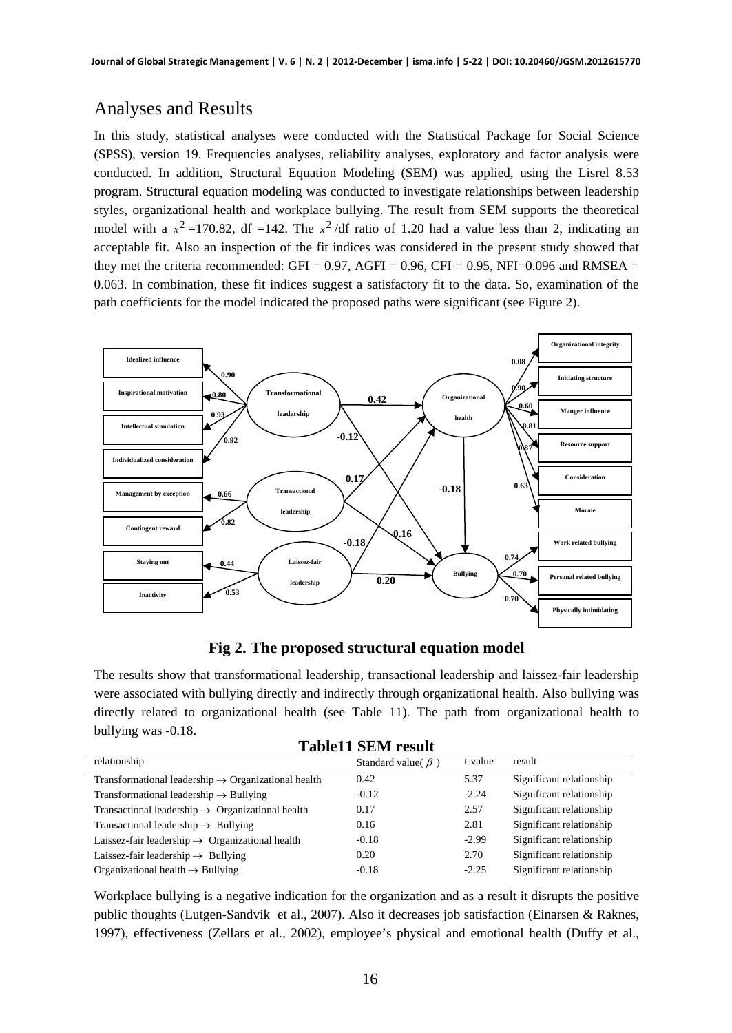## Analyses and Results

In this study, statistical analyses were conducted with the Statistical Package for Social Science (SPSS), version 19. Frequencies analyses, reliability analyses, exploratory and factor analysis were conducted. In addition, Structural Equation Modeling (SEM) was applied, using the Lisrel 8.53 program. Structural equation modeling was conducted to investigate relationships between leadership styles, organizational health and workplace bullying. The result from SEM supports the theoretical model with a $x^2$ =170.82, df =142. The $x^2$ /df ratio of 1.20 had a value less than 2, indicating an acceptable fit. Also an inspection of the fit indices was considered in the present study showed that they met the criteria recommended: GFI = 0.97, AGFI = 0.96, CFI = 0.95, NFI=0.096 and RMSEA = 0.063. In combination, these fit indices suggest a satisfactory fit to the data. So, examination of the path coefficients for the model indicated the proposed paths were significant (see Figure 2).

**Fig 2. The proposed structural equation model**

The results show that transformational leadership, transactional leadership and laissez-fair leadership were associated with bullying directly and indirectly through organizational health. Also bullying was directly related to organizational health (see Table 11). The path from organizational health to bullying was -0.18.

**Table11 SEM result**

| relationship | Standard value( $\beta$ ) | t-value | result |
|---|---|---|---|
| Transformational leadership → Organizational health | 0.42 | 5.37 | Significant relationship |
| Transformational leadership → Bullying | -0.12 | -2.24 | Significant relationship |
| Transactional leadership → Organizational health | 0.17 | 2.57 | Significant relationship |
| Transactional leadership → Bullying | 0.16 | 2.81 | Significant relationship |
| Laissez-fair leadership → Organizational health | -0.18 | -2.99 | Significant relationship |
| Laissez-fair leadership → Bullying | 0.20 | 2.70 | Significant relationship |
| Organizational health → Bullying | -0.18 | -2.25 | Significant relationship |

Workplace bullying is a negative indication for the organization and as a result it disrupts the positive public thoughts (Lutgen-Sandvik et al., 2007). Also it decreases job satisfaction (Einarsen & Raknes, 1997), effectiveness (Zellars et al., 2002), employee's physical and emotional health (Duffy et al.,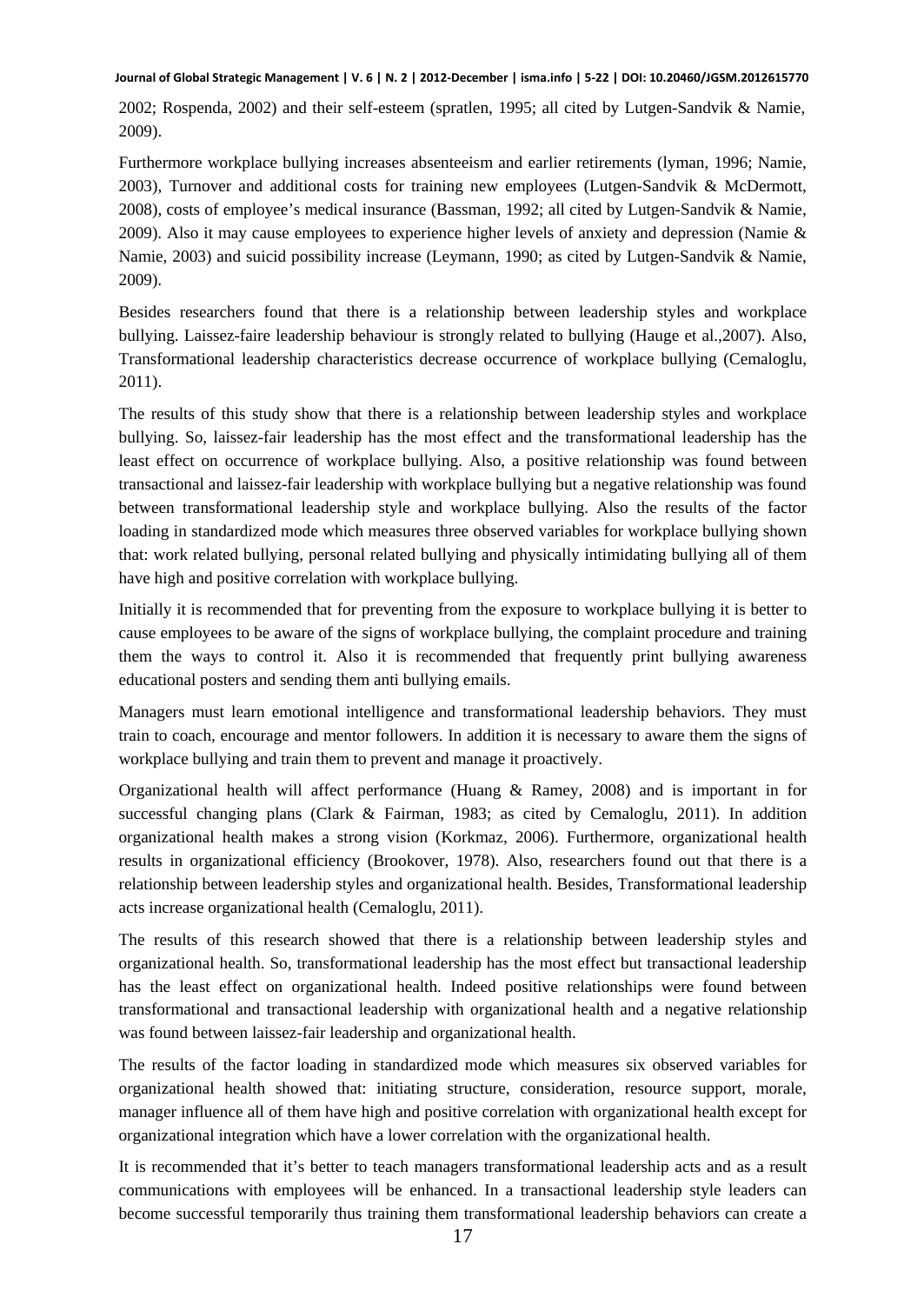2002; Rospenda, 2002) and their self-esteem (spratlen, 1995; all cited by Lutgen-Sandvik & Namie, 2009).

Furthermore workplace bullying increases absenteeism and earlier retirements (lyman, 1996; Namie, 2003), Turnover and additional costs for training new employees (Lutgen-Sandvik & McDermott, 2008), costs of employee's medical insurance (Bassman, 1992; all cited by Lutgen-Sandvik & Namie, 2009). Also it may cause employees to experience higher levels of anxiety and depression (Namie & Namie, 2003) and suicid possibility increase (Leymann, 1990; as cited by Lutgen-Sandvik & Namie, 2009).

Besides researchers found that there is a relationship between leadership styles and workplace bullying. Laissez-faire leadership behaviour is strongly related to bullying (Hauge et al.,2007). Also, Transformational leadership characteristics decrease occurrence of workplace bullying (Cemaloglu, 2011).

The results of this study show that there is a relationship between leadership styles and workplace bullying. So, laissez-fair leadership has the most effect and the transformational leadership has the least effect on occurrence of workplace bullying. Also, a positive relationship was found between transactional and laissez-fair leadership with workplace bullying but a negative relationship was found between transformational leadership style and workplace bullying. Also the results of the factor loading in standardized mode which measures three observed variables for workplace bullying shown that: work related bullying, personal related bullying and physically intimidating bullying all of them have high and positive correlation with workplace bullying.

Initially it is recommended that for preventing from the exposure to workplace bullying it is better to cause employees to be aware of the signs of workplace bullying, the complaint procedure and training them the ways to control it. Also it is recommended that frequently print bullying awareness educational posters and sending them anti bullying emails.

Managers must learn emotional intelligence and transformational leadership behaviors. They must train to coach, encourage and mentor followers. In addition it is necessary to aware them the signs of workplace bullying and train them to prevent and manage it proactively.

Organizational health will affect performance (Huang & Ramey, 2008) and is important in for successful changing plans (Clark & Fairman, 1983; as cited by Cemaloglu, 2011). In addition organizational health makes a strong vision (Korkmaz, 2006). Furthermore, organizational health results in organizational efficiency (Brookover, 1978). Also, researchers found out that there is a relationship between leadership styles and organizational health. Besides, Transformational leadership acts increase organizational health (Cemaloglu, 2011).

The results of this research showed that there is a relationship between leadership styles and organizational health. So, transformational leadership has the most effect but transactional leadership has the least effect on organizational health. Indeed positive relationships were found between transformational and transactional leadership with organizational health and a negative relationship was found between laissez-fair leadership and organizational health.

The results of the factor loading in standardized mode which measures six observed variables for organizational health showed that: initiating structure, consideration, resource support, morale, manager influence all of them have high and positive correlation with organizational health except for organizational integration which have a lower correlation with the organizational health.

It is recommended that it's better to teach managers transformational leadership acts and as a result communications with employees will be enhanced. In a transactional leadership style leaders can become successful temporarily thus training them transformational leadership behaviors can create a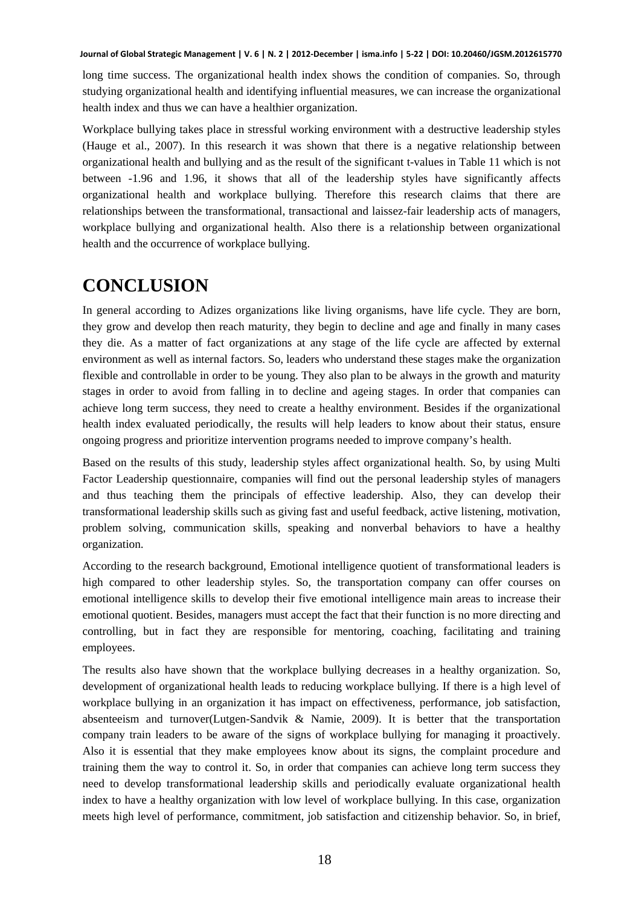long time success. The organizational health index shows the condition of companies. So, through studying organizational health and identifying influential measures, we can increase the organizational health index and thus we can have a healthier organization.

Workplace bullying takes place in stressful working environment with a destructive leadership styles (Hauge et al., 2007). In this research it was shown that there is a negative relationship between organizational health and bullying and as the result of the significant t-values in Table 11 which is not between -1.96 and 1.96, it shows that all of the leadership styles have significantly affects organizational health and workplace bullying. Therefore this research claims that there are relationships between the transformational, transactional and laissez-fair leadership acts of managers, workplace bullying and organizational health. Also there is a relationship between organizational health and the occurrence of workplace bullying.

# CONCLUSION

In general according to Adizes organizations like living organisms, have life cycle. They are born, they grow and develop then reach maturity, they begin to decline and age and finally in many cases they die. As a matter of fact organizations at any stage of the life cycle are affected by external environment as well as internal factors. So, leaders who understand these stages make the organization flexible and controllable in order to be young. They also plan to be always in the growth and maturity stages in order to avoid from falling in to decline and ageing stages. In order that companies can achieve long term success, they need to create a healthy environment. Besides if the organizational health index evaluated periodically, the results will help leaders to know about their status, ensure ongoing progress and prioritize intervention programs needed to improve company's health.

Based on the results of this study, leadership styles affect organizational health. So, by using Multi Factor Leadership questionnaire, companies will find out the personal leadership styles of managers and thus teaching them the principals of effective leadership. Also, they can develop their transformational leadership skills such as giving fast and useful feedback, active listening, motivation, problem solving, communication skills, speaking and nonverbal behaviors to have a healthy organization.

According to the research background, Emotional intelligence quotient of transformational leaders is high compared to other leadership styles. So, the transportation company can offer courses on emotional intelligence skills to develop their five emotional intelligence main areas to increase their emotional quotient. Besides, managers must accept the fact that their function is no more directing and controlling, but in fact they are responsible for mentoring, coaching, facilitating and training employees.

The results also have shown that the workplace bullying decreases in a healthy organization. So, development of organizational health leads to reducing workplace bullying. If there is a high level of workplace bullying in an organization it has impact on effectiveness, performance, job satisfaction, absenteeism and turnover(Lutgen-Sandvik & Namie, 2009). It is better that the transportation company train leaders to be aware of the signs of workplace bullying for managing it proactively. Also it is essential that they make employees know about its signs, the complaint procedure and training them the way to control it. So, in order that companies can achieve long term success they need to develop transformational leadership skills and periodically evaluate organizational health index to have a healthy organization with low level of workplace bullying. In this case, organization meets high level of performance, commitment, job satisfaction and citizenship behavior. So, in brief,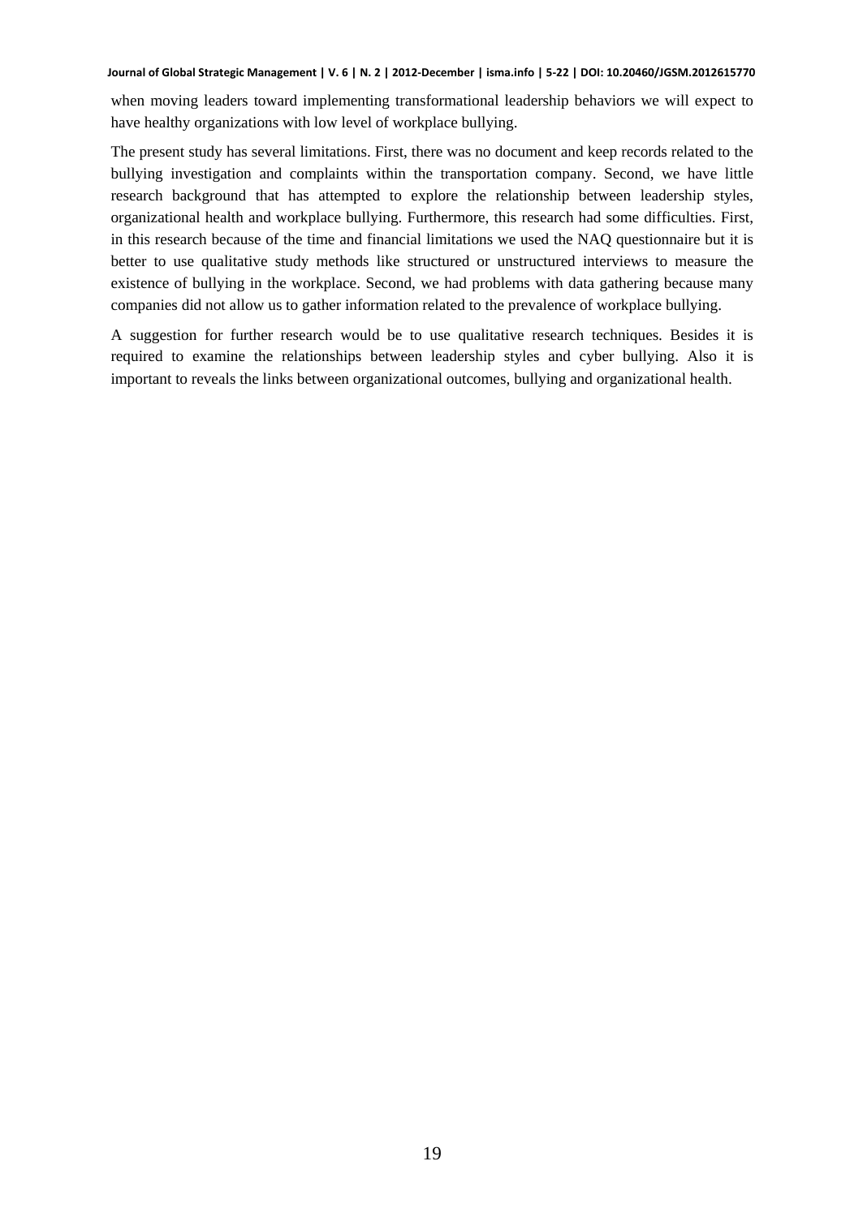when moving leaders toward implementing transformational leadership behaviors we will expect to have healthy organizations with low level of workplace bullying.

The present study has several limitations. First, there was no document and keep records related to the bullying investigation and complaints within the transportation company. Second, we have little research background that has attempted to explore the relationship between leadership styles, organizational health and workplace bullying. Furthermore, this research had some difficulties. First, in this research because of the time and financial limitations we used the NAQ questionnaire but it is better to use qualitative study methods like structured or unstructured interviews to measure the existence of bullying in the workplace. Second, we had problems with data gathering because many companies did not allow us to gather information related to the prevalence of workplace bullying.

A suggestion for further research would be to use qualitative research techniques. Besides it is required to examine the relationships between leadership styles and cyber bullying. Also it is important to reveals the links between organizational outcomes, bullying and organizational health.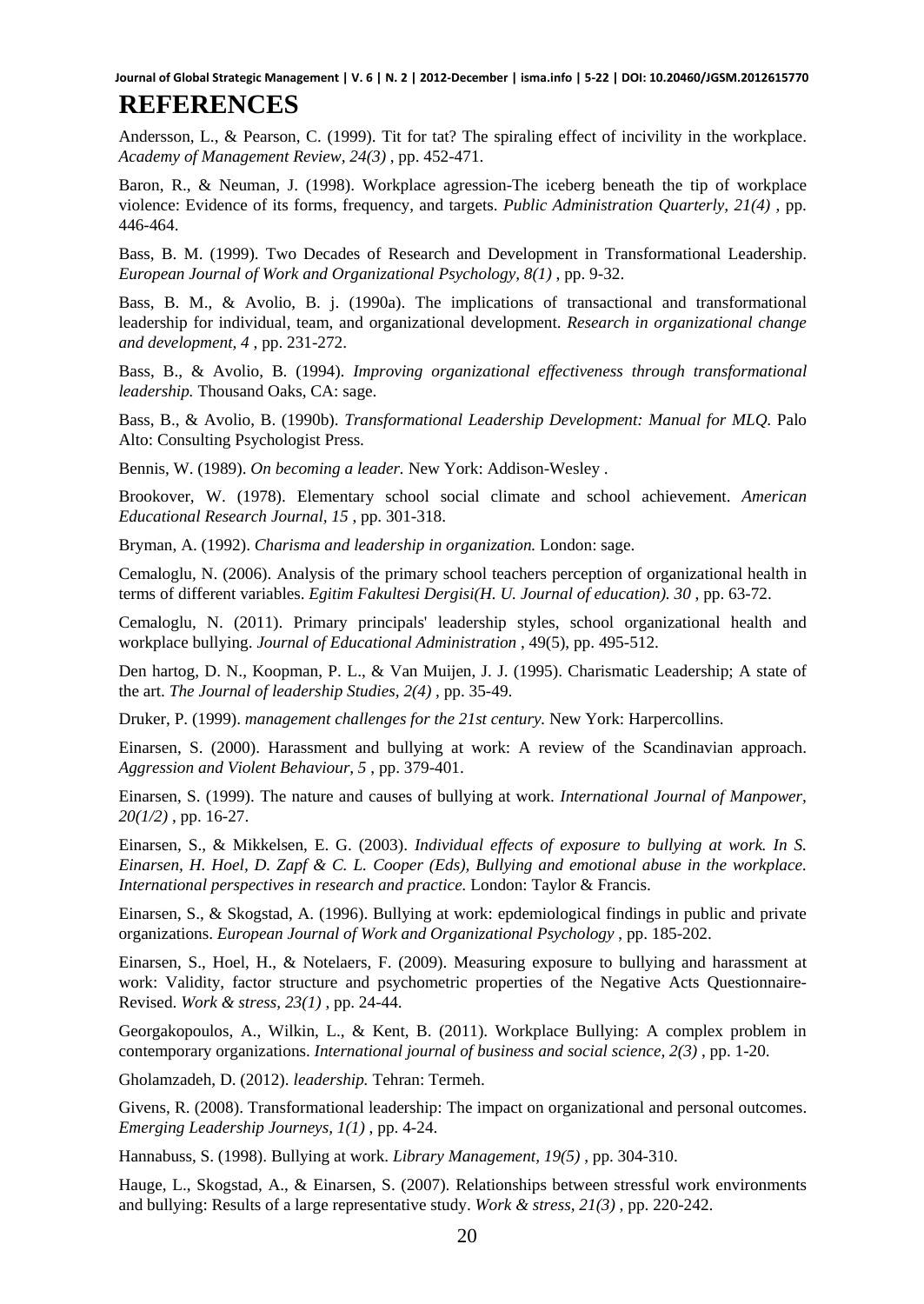# REFERENCES

Andersson, L., & Pearson, C. (1999). Tit for tat? The spiraling effect of incivility in the workplace. *Academy of Management Review, 24(3)* , pp. 452-471.

Baron, R., & Neuman, J. (1998). Workplace agression-The iceberg beneath the tip of workplace violence: Evidence of its forms, frequency, and targets. *Public Administration Quarterly, 21(4)* , pp. 446-464.

Bass, B. M. (1999). Two Decades of Research and Development in Transformational Leadership. *European Journal of Work and Organizational Psychology, 8(1)* , pp. 9-32.

Bass, B. M., & Avolio, B. j. (1990a). The implications of transactional and transformational leadership for individual, team, and organizational development. *Research in organizational change and development, 4* , pp. 231-272.

Bass, B., & Avolio, B. (1994). *Improving organizational effectiveness through transformational leadership.* Thousand Oaks, CA: sage.

Bass, B., & Avolio, B. (1990b). *Transformational Leadership Development: Manual for MLQ.* Palo Alto: Consulting Psychologist Press.

Bennis, W. (1989). *On becoming a leader.* New York: Addison-Wesley .

Brookover, W. (1978). Elementary school social climate and school achievement. *American Educational Research Journal, 15* , pp. 301-318.

Bryman, A. (1992). *Charisma and leadership in organization.* London: sage.

Cemaloglu, N. (2006). Analysis of the primary school teachers perception of organizational health in terms of different variables. *Egitim Fakultesi Dergisi(H. U. Journal of education). 30* , pp. 63-72.

Cemaloglu, N. (2011). Primary principals' leadership styles, school organizational health and workplace bullying. *Journal of Educational Administration* , 49(5), pp. 495-512.

Den hartog, D. N., Koopman, P. L., & Van Muijen, J. J. (1995). Charismatic Leadership; A state of the art. *The Journal of leadership Studies, 2(4)* , pp. 35-49.

Druker, P. (1999). *management challenges for the 21st century.* New York: Harpercollins.

Einarsen, S. (2000). Harassment and bullying at work: A review of the Scandinavian approach. *Aggression and Violent Behaviour, 5* , pp. 379-401.

Einarsen, S. (1999). The nature and causes of bullying at work. *International Journal of Manpower, 20(1/2)* , pp. 16-27.

Einarsen, S., & Mikkelsen, E. G. (2003). *Individual effects of exposure to bullying at work. In S. Einarsen, H. Hoel, D. Zapf & C. L. Cooper (Eds), Bullying and emotional abuse in the workplace. International perspectives in research and practice.* London: Taylor & Francis.

Einarsen, S., & Skogstad, A. (1996). Bullying at work: epdemiological findings in public and private organizations. *European Journal of Work and Organizational Psychology* , pp. 185-202.

Einarsen, S., Hoel, H., & Notelaers, F. (2009). Measuring exposure to bullying and harassment at work: Validity, factor structure and psychometric properties of the Negative Acts Questionnaire-Revised. *Work & stress, 23(1)* , pp. 24-44.

Georgakopoulos, A., Wilkin, L., & Kent, B. (2011). Workplace Bullying: A complex problem in contemporary organizations. *International journal of business and social science, 2(3)* , pp. 1-20.

Gholamzadeh, D. (2012). *leadership.* Tehran: Termeh.

Givens, R. (2008). Transformational leadership: The impact on organizational and personal outcomes. *Emerging Leadership Journeys, 1(1)* , pp. 4-24.

Hannabuss, S. (1998). Bullying at work. *Library Management, 19(5)* , pp. 304-310.

Hauge, L., Skogstad, A., & Einarsen, S. (2007). Relationships between stressful work environments and bullying: Results of a large representative study. *Work & stress, 21(3)* , pp. 220-242.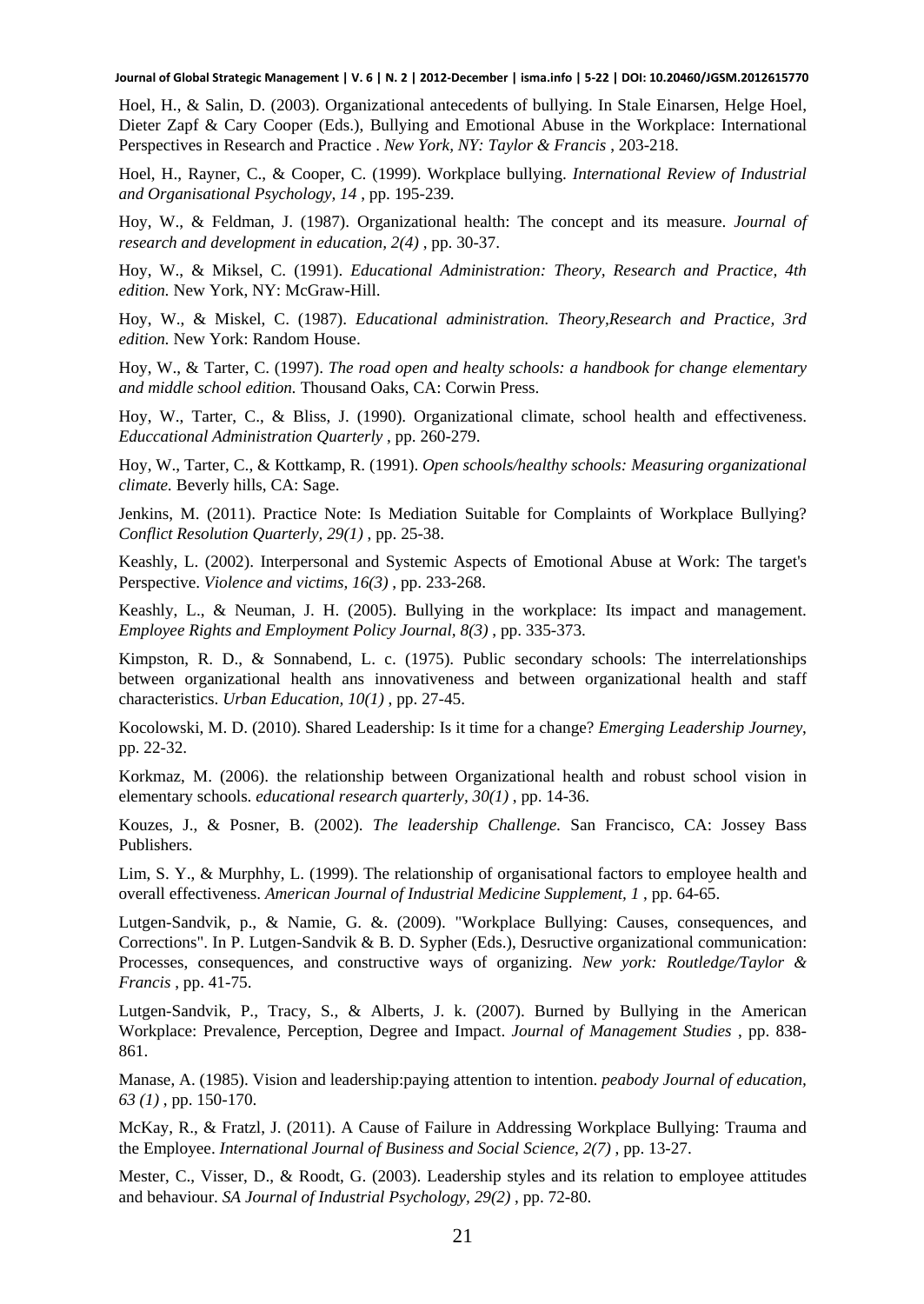Hoel, H., & Salin, D. (2003). Organizational antecedents of bullying. In Stale Einarsen, Helge Hoel, Dieter Zapf & Cary Cooper (Eds.), Bullying and Emotional Abuse in the Workplace: International Perspectives in Research and Practice . *New York, NY: Taylor & Francis* , 203-218.

Hoel, H., Rayner, C., & Cooper, C. (1999). Workplace bullying. *International Review of Industrial and Organisational Psychology, 14* , pp. 195-239.

Hoy, W., & Feldman, J. (1987). Organizational health: The concept and its measure. *Journal of research and development in education, 2(4)* , pp. 30-37.

Hoy, W., & Miksel, C. (1991). *Educational Administration: Theory, Research and Practice, 4th edition.* New York, NY: McGraw-Hill.

Hoy, W., & Miskel, C. (1987). *Educational administration. Theory,Research and Practice, 3rd edition.* New York: Random House.

Hoy, W., & Tarter, C. (1997). *The road open and healty schools: a handbook for change elementary and middle school edition.* Thousand Oaks, CA: Corwin Press.

Hoy, W., Tarter, C., & Bliss, J. (1990). Organizational climate, school health and effectiveness. *Educcational Administration Quarterly* , pp. 260-279.

Hoy, W., Tarter, C., & Kottkamp, R. (1991). *Open schools/healthy schools: Measuring organizational climate.* Beverly hills, CA: Sage.

Jenkins, M. (2011). Practice Note: Is Mediation Suitable for Complaints of Workplace Bullying? *Conflict Resolution Quarterly, 29(1)* , pp. 25-38.

Keashly, L. (2002). Interpersonal and Systemic Aspects of Emotional Abuse at Work: The target's Perspective. *Violence and victims, 16(3)* , pp. 233-268.

Keashly, L., & Neuman, J. H. (2005). Bullying in the workplace: Its impact and management. *Employee Rights and Employment Policy Journal, 8(3)* , pp. 335-373.

Kimpston, R. D., & Sonnabend, L. c. (1975). Public secondary schools: The interrelationships between organizational health ans innovativeness and between organizational health and staff characteristics. *Urban Education, 10(1)* , pp. 27-45.

Kocolowski, M. D. (2010). Shared Leadership: Is it time for a change? *Emerging Leadership Journey*, pp. 22-32.

Korkmaz, M. (2006). the relationship between Organizational health and robust school vision in elementary schools. *educational research quarterly, 30(1)* , pp. 14-36.

Kouzes, J., & Posner, B. (2002). *The leadership Challenge.* San Francisco, CA: Jossey Bass Publishers.

Lim, S. Y., & Murphhy, L. (1999). The relationship of organisational factors to employee health and overall effectiveness. *American Journal of Industrial Medicine Supplement, 1* , pp. 64-65.

Lutgen-Sandvik, p., & Namie, G. &. (2009). "Workplace Bullying: Causes, consequences, and Corrections". In P. Lutgen-Sandvik & B. D. Sypher (Eds.), Desructive organizational communication: Processes, consequences, and constructive ways of organizing. *New york: Routledge/Taylor & Francis* , pp. 41-75.

Lutgen-Sandvik, P., Tracy, S., & Alberts, J. k. (2007). Burned by Bullying in the American Workplace: Prevalence, Perception, Degree and Impact. *Journal of Management Studies* , pp. 838-861.

Manase, A. (1985). Vision and leadership:paying attention to intention. *peabody Journal of education, 63 (1)* , pp. 150-170.

McKay, R., & Fratzl, J. (2011). A Cause of Failure in Addressing Workplace Bullying: Trauma and the Employee. *International Journal of Business and Social Science, 2(7)* , pp. 13-27.

Mester, C., Visser, D., & Roodt, G. (2003). Leadership styles and its relation to employee attitudes and behaviour. *SA Journal of Industrial Psychology, 29(2)* , pp. 72-80.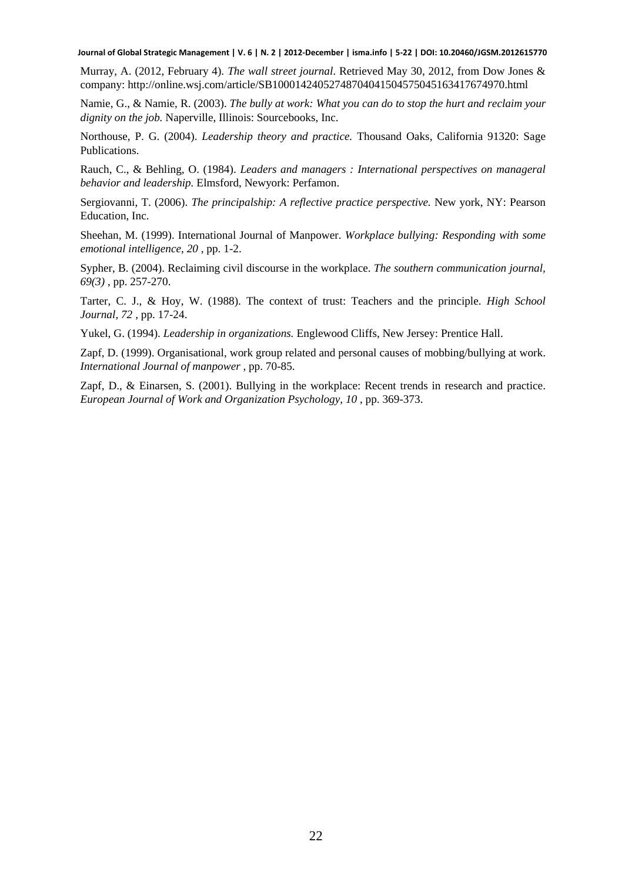Murray, A. (2012, February 4). *The wall street journal*. Retrieved May 30, 2012, from Dow Jones & company: http://online.wsj.com/article/SB10001424052748704041504575045163417674970.html

Namie, G., & Namie, R. (2003). *The bully at work: What you can do to stop the hurt and reclaim your dignity on the job.* Naperville, Illinois: Sourcebooks, Inc.

Northouse, P. G. (2004). *Leadership theory and practice.* Thousand Oaks, California 91320: Sage Publications.

Rauch, C., & Behling, O. (1984). *Leaders and managers : International perspectives on manageral behavior and leadership.* Elmsford, Newyork: Perfamon.

Sergiovanni, T. (2006). *The principalship: A reflective practice perspective.* New york, NY: Pearson Education, Inc.

Sheehan, M. (1999). International Journal of Manpower. *Workplace bullying: Responding with some emotional intelligence, 20* , pp. 1-2.

Sypher, B. (2004). Reclaiming civil discourse in the workplace. *The southern communication journal, 69(3)* , pp. 257-270.

Tarter, C. J., & Hoy, W. (1988). The context of trust: Teachers and the principle. *High School Journal, 72* , pp. 17-24.

Yukel, G. (1994). *Leadership in organizations.* Englewood Cliffs, New Jersey: Prentice Hall.

Zapf, D. (1999). Organisational, work group related and personal causes of mobbing/bullying at work. *International Journal of manpower* , pp. 70-85.

Zapf, D., & Einarsen, S. (2001). Bullying in the workplace: Recent trends in research and practice. *European Journal of Work and Organization Psychology, 10* , pp. 369-373.